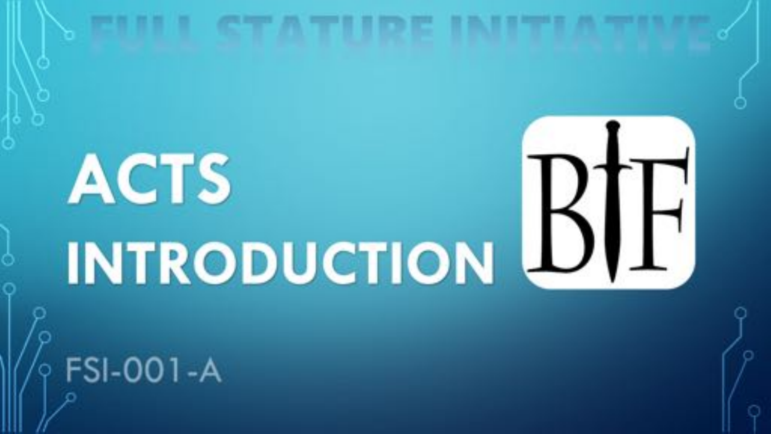FULL STATURE INITIATIVE

# ACTS INTRODUCTION

B†F

FSI-001-A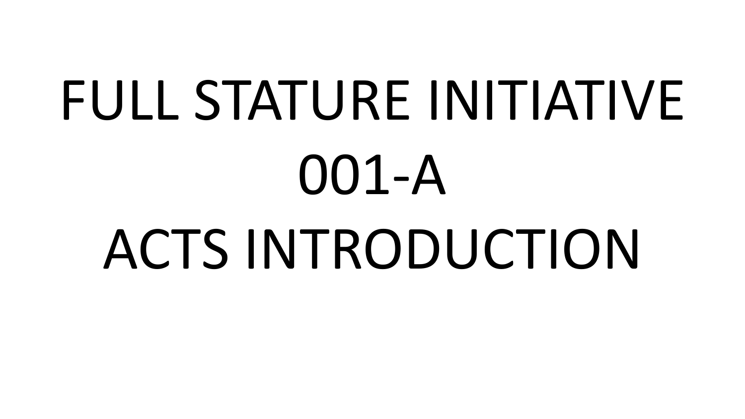# FULL STATURE INITIATIVE
# 001-A
# ACTS INTRODUCTION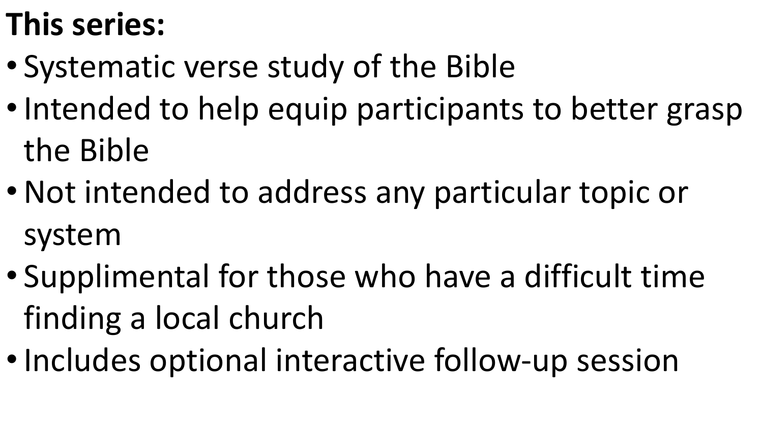**This series:**

- Systematic verse study of the Bible
- Intended to help equip participants to better grasp the Bible
- Not intended to address any particular topic or system
- Supplimental for those who have a difficult time finding a local church
- Includes optional interactive follow-up session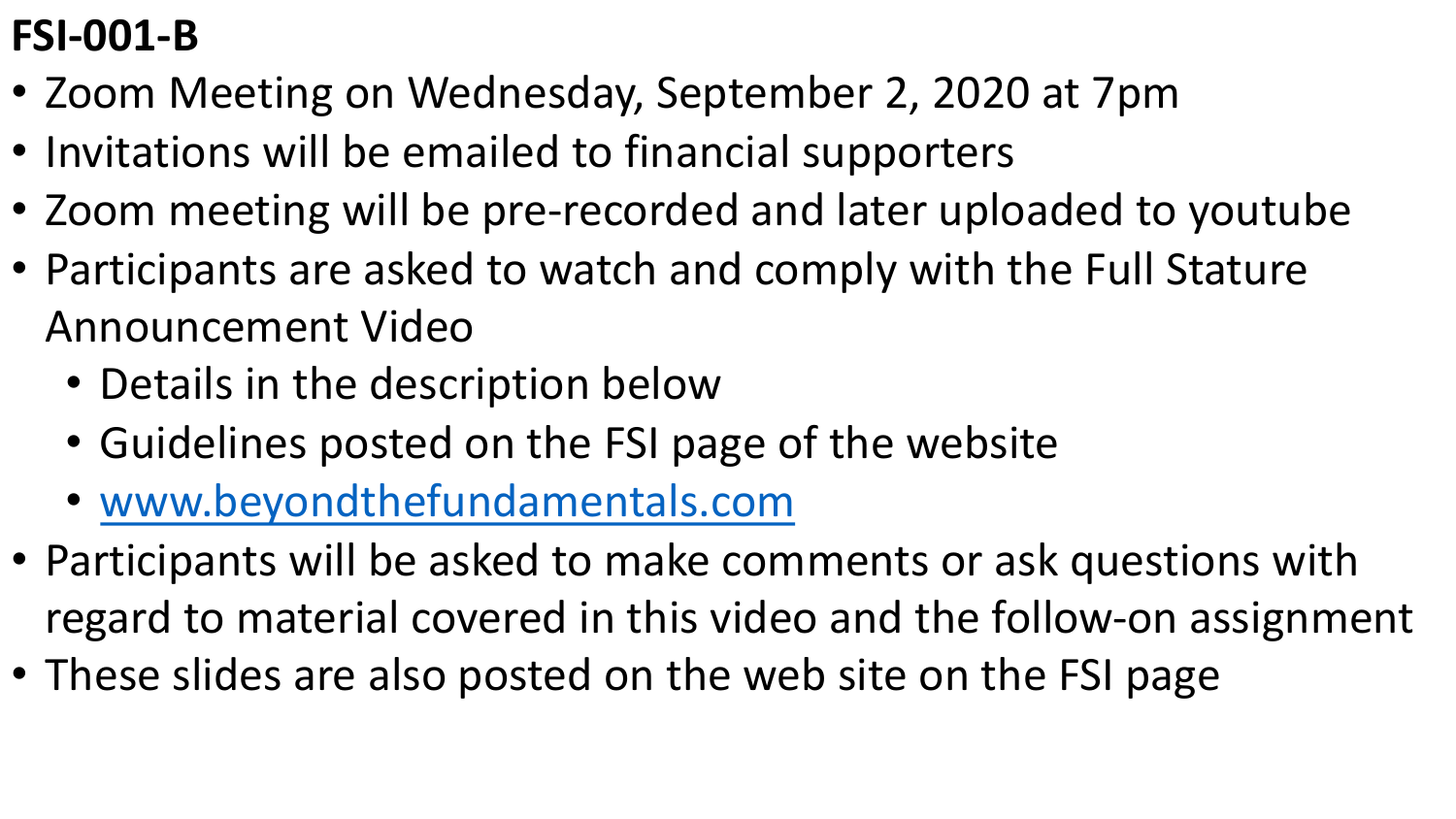**FSI-001-B**

- Zoom Meeting on Wednesday, September 2, 2020 at 7pm
- Invitations will be emailed to financial supporters
- Zoom meeting will be pre-recorded and later uploaded to youtube
- Participants are asked to watch and comply with the Full Stature Announcement Video
  - Details in the description below
  - Guidelines posted on the FSI page of the website
  - [www.beyondthefundamentals.com](http://www.beyondthefundamentals.com)
- Participants will be asked to make comments or ask questions with regard to material covered in this video and the follow-on assignment
- These slides are also posted on the web site on the FSI page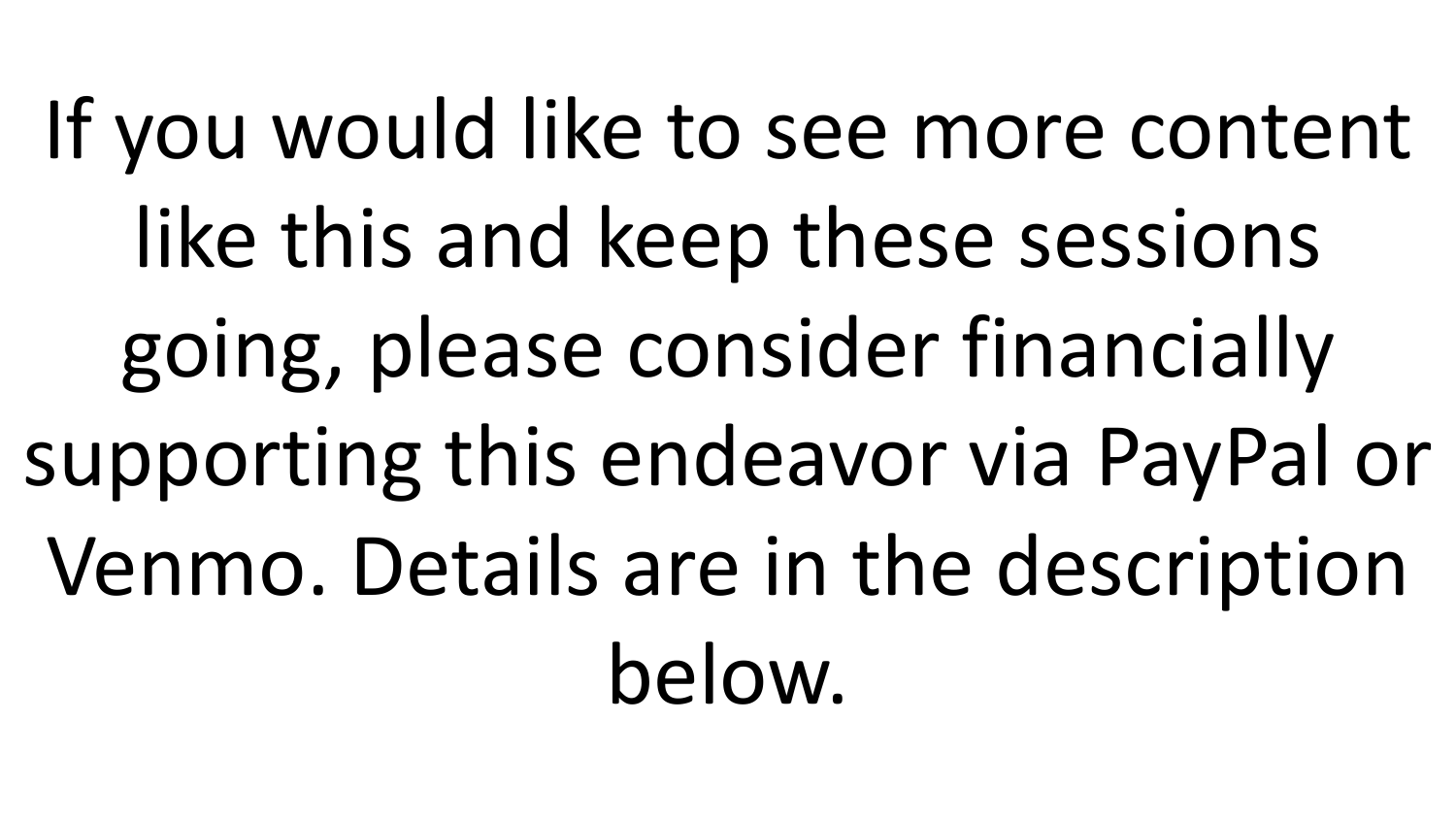If you would like to see more content like this and keep these sessions going, please consider financially supporting this endeavor via PayPal or Venmo. Details are in the description below.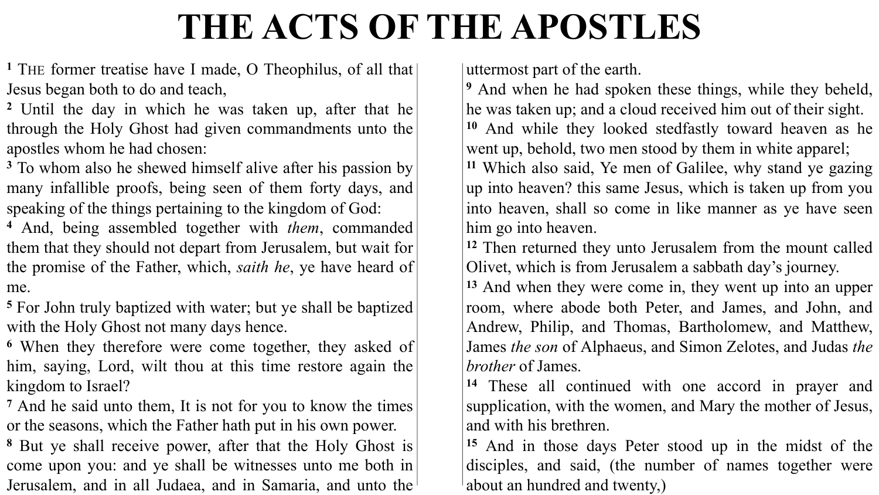# THE ACTS OF THE APOSTLES

[1] THE former treatise have I made, O Theophilus, of all that Jesus began both to do and teach,
[2] Until the day in which he was taken up, after that he through the Holy Ghost had given commandments unto the apostles whom he had chosen:
[3] To whom also he shewed himself alive after his passion by many infallible proofs, being seen of them forty days, and speaking of the things pertaining to the kingdom of God:
[4] And, being assembled together with *them*, commanded them that they should not depart from Jerusalem, but wait for the promise of the Father, which, *saith he*, ye have heard of me.
[5] For John truly baptized with water; but ye shall be baptized with the Holy Ghost not many days hence.
[6] When they therefore were come together, they asked of him, saying, Lord, wilt thou at this time restore again the kingdom to Israel?
[7] And he said unto them, It is not for you to know the times or the seasons, which the Father hath put in his own power.
[8] But ye shall receive power, after that the Holy Ghost is come upon you: and ye shall be witnesses unto me both in Jerusalem, and in all Judaea, and in Samaria, and unto the uttermost part of the earth.
[9] And when he had spoken these things, while they beheld, he was taken up; and a cloud received him out of their sight.
[10] And while they looked stedfastly toward heaven as he went up, behold, two men stood by them in white apparel;
[11] Which also said, Ye men of Galilee, why stand ye gazing up into heaven? this same Jesus, which is taken up from you into heaven, shall so come in like manner as ye have seen him go into heaven.
[12] Then returned they unto Jerusalem from the mount called Olivet, which is from Jerusalem a sabbath day's journey.
[13] And when they were come in, they went up into an upper room, where abode both Peter, and James, and John, and Andrew, Philip, and Thomas, Bartholomew, and Matthew, James *the son* of Alphaeus, and Simon Zelotes, and Judas *the brother* of James.
[14] These all continued with one accord in prayer and supplication, with the women, and Mary the mother of Jesus, and with his brethren.
[15] And in those days Peter stood up in the midst of the disciples, and said, (the number of names together were about an hundred and twenty,)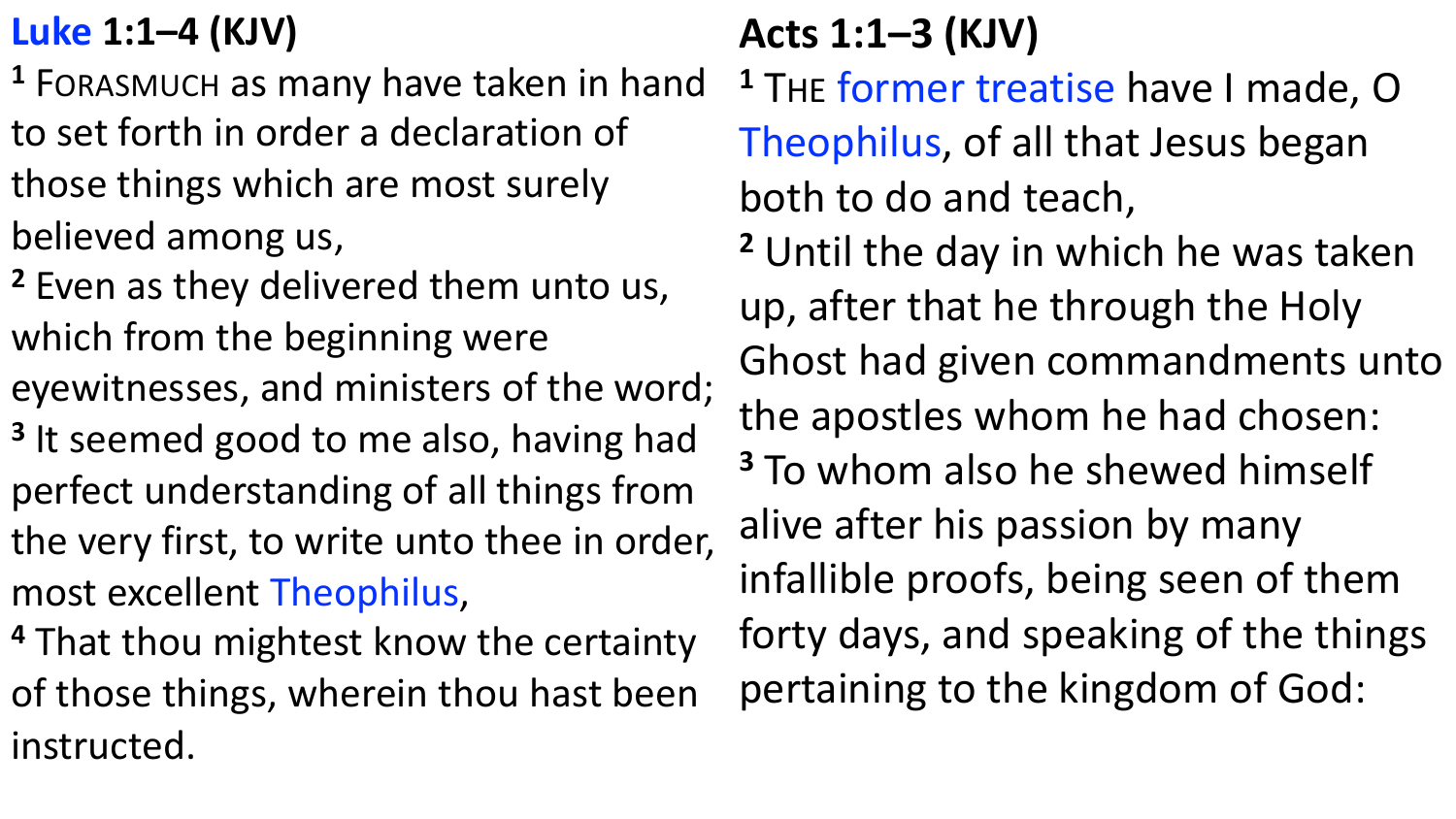## Luke 1:1–4 (KJV)

[1] FORASMUCH as many have taken in hand to set forth in order a declaration of those things which are most surely believed among us,
[2] Even as they delivered them unto us, which from the beginning were eyewitnesses, and ministers of the word;
[3] It seemed good to me also, having had perfect understanding of all things from the very first, to write unto thee in order, most excellent Theophilus,
[4] That thou mightest know the certainty of those things, wherein thou hast been instructed.

## Acts 1:1–3 (KJV)

[1] THE former treatise have I made, O Theophilus, of all that Jesus began both to do and teach,
[2] Until the day in which he was taken up, after that he through the Holy Ghost had given commandments unto the apostles whom he had chosen:
[3] To whom also he shewed himself alive after his passion by many infallible proofs, being seen of them forty days, and speaking of the things pertaining to the kingdom of God: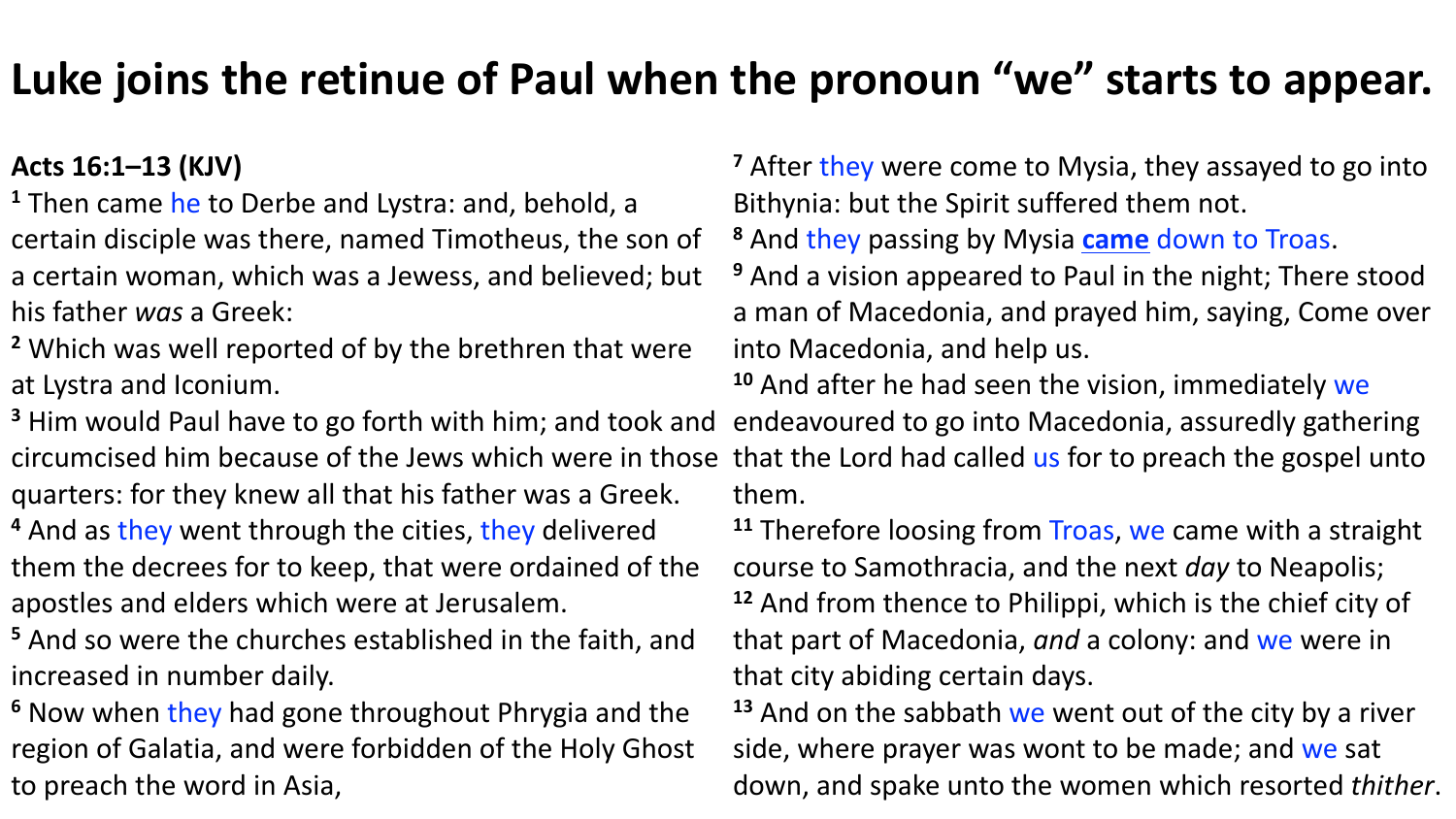# Luke joins the retinue of Paul when the pronoun "we" starts to appear.

**Acts 16:1–13 (KJV)**

[1] Then came he to Derbe and Lystra: and, behold, a certain disciple was there, named Timotheus, the son of a certain woman, which was a Jewess, and believed; but his father *was* a Greek:

[2] Which was well reported of by the brethren that were at Lystra and Iconium.

[3] Him would Paul have to go forth with him; and took and circumcised him because of the Jews which were in those quarters: for they knew all that his father was a Greek.

[4] And as they went through the cities, they delivered them the decrees for to keep, that were ordained of the apostles and elders which were at Jerusalem.

[5] And so were the churches established in the faith, and increased in number daily.

[6] Now when they had gone throughout Phrygia and the region of Galatia, and were forbidden of the Holy Ghost to preach the word in Asia,

[7] After they were come to Mysia, they assayed to go into Bithynia: but the Spirit suffered them not.

[8] And they passing by Mysia **came** down to Troas.

[9] And a vision appeared to Paul in the night; There stood a man of Macedonia, and prayed him, saying, Come over into Macedonia, and help us.

[10] And after he had seen the vision, immediately we endeavoured to go into Macedonia, assuredly gathering that the Lord had called us for to preach the gospel unto them.

[11] Therefore loosing from Troas, we came with a straight course to Samothracia, and the next *day* to Neapolis;

[12] And from thence to Philippi, which is the chief city of that part of Macedonia, *and* a colony: and we were in that city abiding certain days.

[13] And on the sabbath we went out of the city by a river side, where prayer was wont to be made; and we sat down, and spake unto the women which resorted *thither*.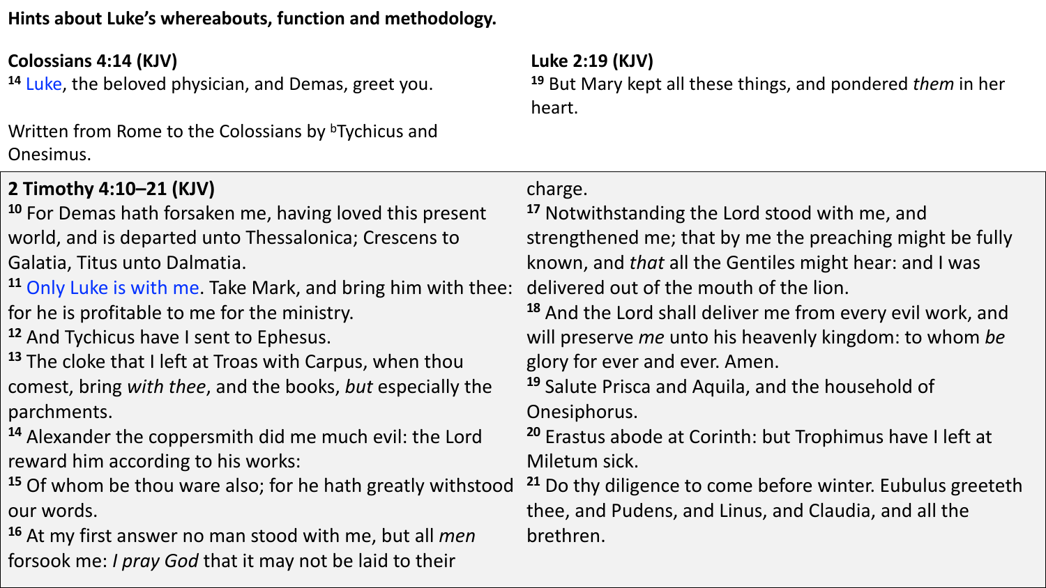**Hints about Luke's whereabouts, function and methodology.**

**Colossians 4:14 (KJV)**

[14] Luke, the beloved physician, and Demas, greet you.

Written from Rome to the Colossians by [b]Tychicus and Onesimus.

**Luke 2:19 (KJV)**

[19] But Mary kept all these things, and pondered *them* in her heart.

**2 Timothy 4:10–21 (KJV)**

[10] For Demas hath forsaken me, having loved this present world, and is departed unto Thessalonica; Crescens to Galatia, Titus unto Dalmatia.

[11] Only Luke is with me. Take Mark, and bring him with thee: for he is profitable to me for the ministry.

[12] And Tychicus have I sent to Ephesus.

[13] The cloke that I left at Troas with Carpus, when thou comest, bring *with thee*, and the books, *but* especially the parchments.

[14] Alexander the coppersmith did me much evil: the Lord reward him according to his works:

[15] Of whom be thou ware also; for he hath greatly withstood our words.

[16] At my first answer no man stood with me, but all *men* forsook me: *I pray God* that it may not be laid to their charge.

[17] Notwithstanding the Lord stood with me, and strengthened me; that by me the preaching might be fully known, and *that* all the Gentiles might hear: and I was delivered out of the mouth of the lion.

[18] And the Lord shall deliver me from every evil work, and will preserve *me* unto his heavenly kingdom: to whom *be* glory for ever and ever. Amen.

[19] Salute Prisca and Aquila, and the household of Onesiphorus.

[20] Erastus abode at Corinth: but Trophimus have I left at Miletum sick.

[21] Do thy diligence to come before winter. Eubulus greeteth thee, and Pudens, and Linus, and Claudia, and all the brethren.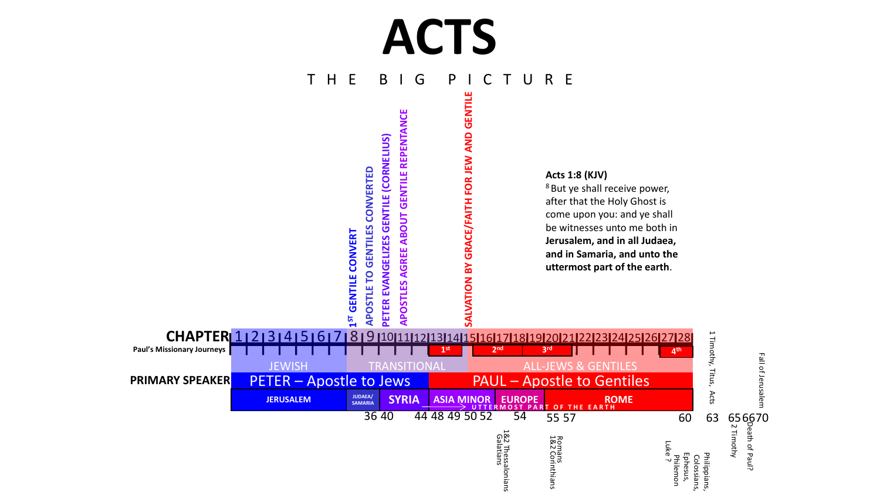# ACTS

THE BIG PICTURE

**Acts 1:8 (KJV)**

[8] But ye shall receive power, after that the Holy Ghost is come upon you: and ye shall be witnesses unto me both in **Jerusalem, and in all Judaea, and in Samaria, and unto the uttermost part of the earth**.

1ST GENTILE CONVERT

APOSTLE TO GENTILES CONVERTED

PETER EVANGELIZES GENTILE (CORNELIUS)

APOSTLES AGREE ABOUT GENTILE REPENTANCE

SALVATION BY GRACE/FAITH FOR JEW AND GENTILE

**CHAPTER** 1 | 2 | 3 | 4 | 5 | 6 | 7 | 8 | 9 | 10 | 11 | 12 | 13 | 14 | 15 | 16 | 17 | 18 | 19 | 20 | 21 | 22 | 23 | 24 | 25 | 26 | 27 | 28

**Paul's Missionary Journeys**: 1st, 2nd, 3rd, 4th

JEWISH | TRANSITIONAL | ALL-JEWS & GENTILES

**PRIMARY SPEAKER**: PETER – Apostle to Jews | PAUL – Apostle to Gentiles

JERUSALEM | JUDAEA/SAMARIA | SYRIA | ASIA MINOR | EUROPE | ROME

UTTERMOST PART OF THE EARTH

36 40 44 48 49 50 52 54 55 57 60 63 65 66 70

1&2 Thessalonians, Galatians

Romans, 1&2 Corinthians

Luke ?

Philemon, Ephesus, Colossians, Philippians,

1 Timothy, Titus, Acts

2 Timothy

Death of Paul?

Fall of Jerusalem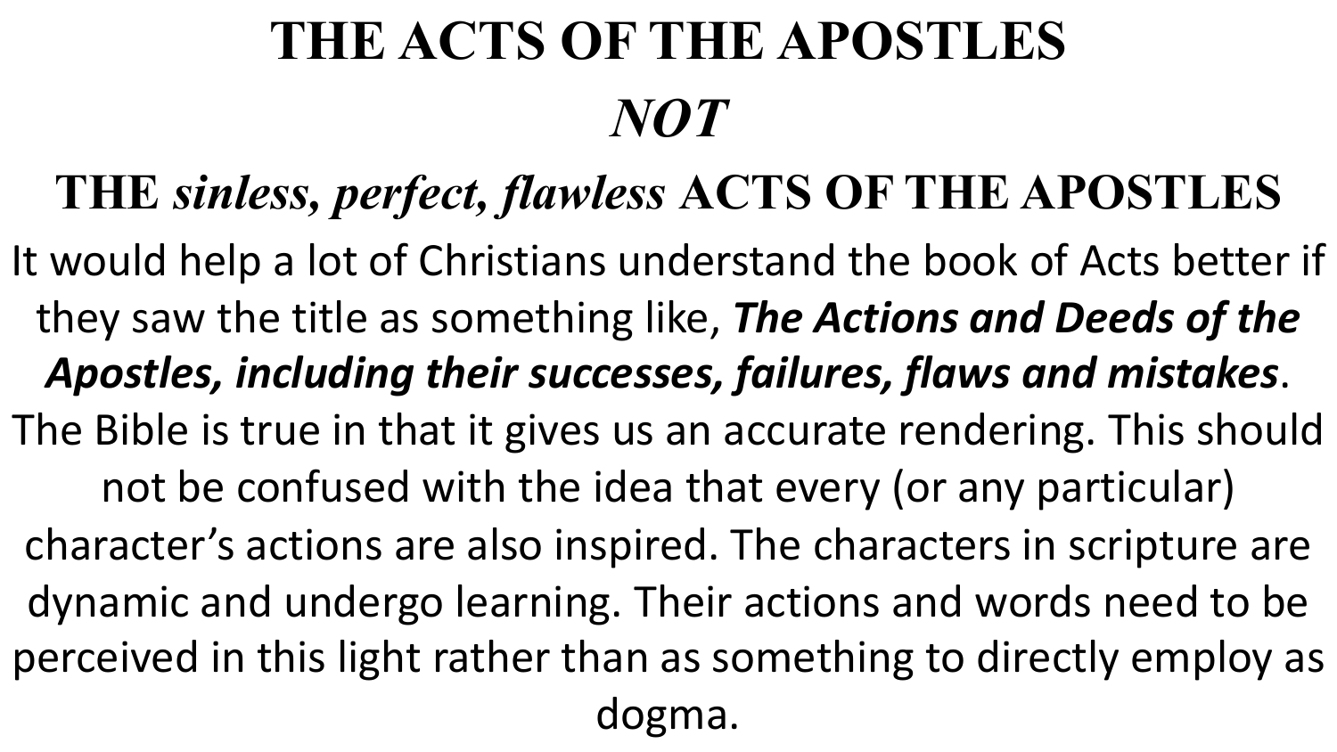# THE ACTS OF THE APOSTLES

# *NOT*

# THE *sinless, perfect, flawless* ACTS OF THE APOSTLES

It would help a lot of Christians understand the book of Acts better if they saw the title as something like, ***The Actions and Deeds of the Apostles, including their successes, failures, flaws and mistakes***. The Bible is true in that it gives us an accurate rendering. This should not be confused with the idea that every (or any particular) character's actions are also inspired. The characters in scripture are dynamic and undergo learning. Their actions and words need to be perceived in this light rather than as something to directly employ as dogma.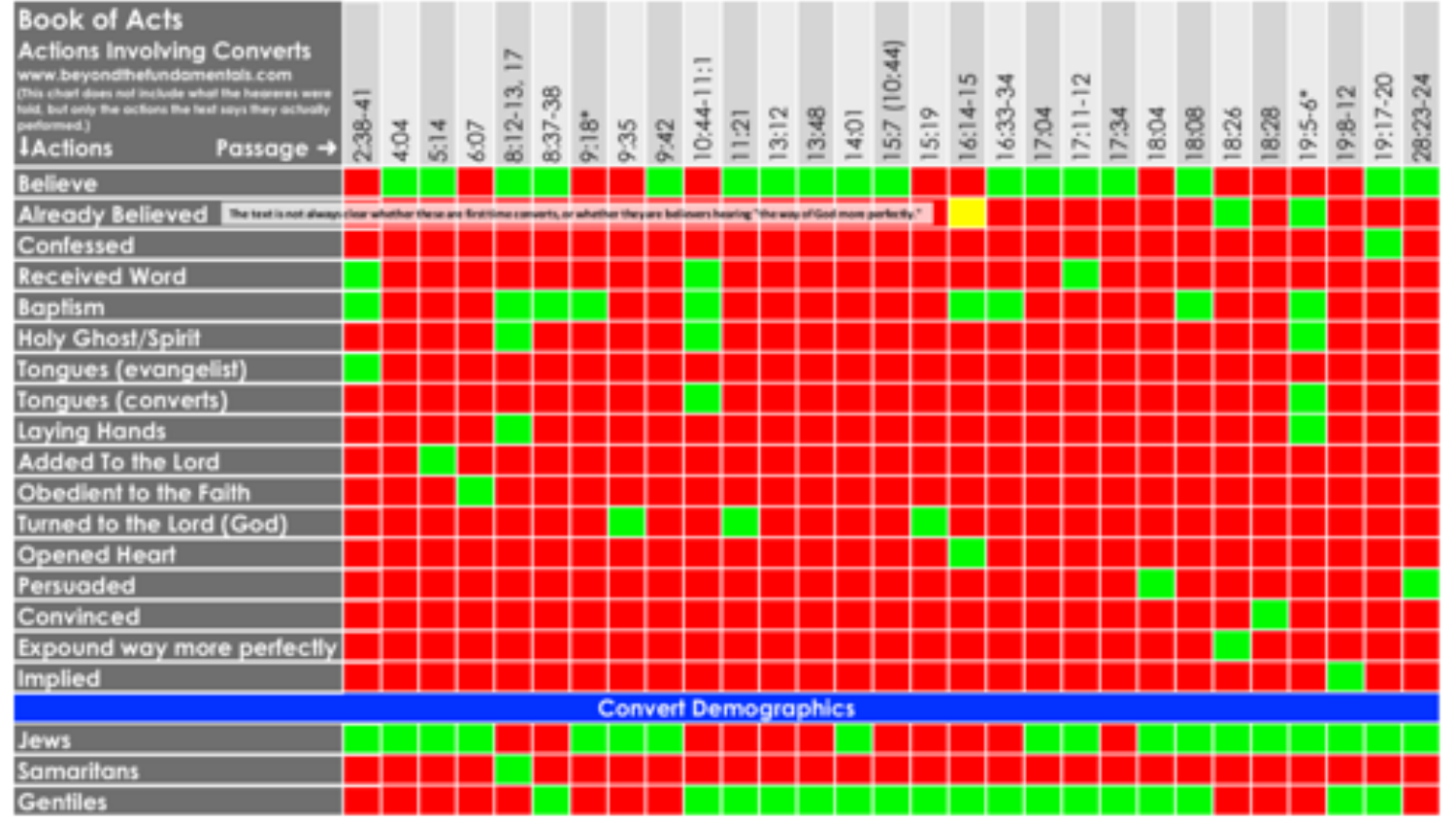# Book of Acts

## Actions Involving Converts

www.beyondthefundamentals.com

(This chart does not include what the hearers were told, but only the actions the text says they actually performed.)

✓ = green, ✗ = red, ? = yellow

| ↓Actions / Passage → | 2:38-41 | 4:04 | 5:14 | 6:07 | 8:12-13, 17 | 8:37-38 | 9:18* | 9:35 | 9:42 | 10:44-11:1 | 11:21 | 13:12 | 13:48 | 14:01 | 15:7 (10:44) | 15:19 | 16:14-15 | 16:33-34 | 17:04 | 17:11-12 | 17:34 | 18:04 | 18:08 | 18:26 | 18:28 | 19:5-6* | 19:8-12 | 19:17-20 | 28:23-24 |
|---|---|---|---|---|---|---|---|---|---|---|---|---|---|---|---|---|---|---|---|---|---|---|---|---|---|---|---|---|---|
| Believe | ✗ | ✓ | ✓ | ✗ | ✓ | ✓ | ✗ | ✗ | ✓ | ✗ | ✓ | ✓ | ✓ | ✓ | ✓ | ✗ | ✗ | ✓ | ✓ | ✓ | ✓ | ✗ | ✓ | ✗ | ✗ | ✗ | ✗ | ✓ | ✓ |
| Already Believed | ✗ | ✗ | ✗ | ✗ | ✗ | ✗ | ✗ | ✗ | ✗ | ✗ | ✗ | ✗ | ✗ | ✗ | ✗ | ✗ | ? | ✗ | ✗ | ✗ | ✗ | ✗ | ✗ | ✓ | ✗ | ✓ | ✗ | ✗ | ✗ |
| Confessed | ✗ | ✗ | ✗ | ✗ | ✗ | ✗ | ✗ | ✗ | ✗ | ✗ | ✗ | ✗ | ✗ | ✗ | ✗ | ✗ | ✗ | ✗ | ✗ | ✗ | ✗ | ✗ | ✗ | ✗ | ✗ | ✗ | ✗ | ✓ | ✗ |
| Received Word | ✓ | ✗ | ✗ | ✗ | ✗ | ✗ | ✗ | ✗ | ✗ | ✓ | ✗ | ✗ | ✗ | ✗ | ✗ | ✗ | ✗ | ✗ | ✗ | ✓ | ✗ | ✗ | ✗ | ✗ | ✗ | ✗ | ✗ | ✗ | ✗ |
| Baptism | ✓ | ✗ | ✗ | ✗ | ✓ | ✓ | ✓ | ✗ | ✗ | ✓ | ✗ | ✗ | ✗ | ✗ | ✗ | ✗ | ✓ | ✓ | ✗ | ✗ | ✗ | ✗ | ✓ | ✗ | ✗ | ✓ | ✗ | ✗ | ✗ |
| Holy Ghost/Spirit | ✗ | ✗ | ✗ | ✗ | ✓ | ✗ | ✗ | ✗ | ✗ | ✓ | ✗ | ✗ | ✗ | ✗ | ✗ | ✗ | ✗ | ✗ | ✗ | ✗ | ✗ | ✗ | ✗ | ✗ | ✗ | ✓ | ✗ | ✗ | ✗ |
| Tongues (evangelist) | ✓ | ✗ | ✗ | ✗ | ✗ | ✗ | ✗ | ✗ | ✗ | ✗ | ✗ | ✗ | ✗ | ✗ | ✗ | ✗ | ✗ | ✗ | ✗ | ✗ | ✗ | ✗ | ✗ | ✗ | ✗ | ✗ | ✗ | ✗ | ✗ |
| Tongues (converts) | ✗ | ✗ | ✗ | ✗ | ✗ | ✗ | ✗ | ✗ | ✗ | ✓ | ✗ | ✗ | ✗ | ✗ | ✗ | ✗ | ✗ | ✗ | ✗ | ✗ | ✗ | ✗ | ✗ | ✗ | ✗ | ✓ | ✗ | ✗ | ✗ |
| Laying Hands | ✗ | ✗ | ✗ | ✗ | ✓ | ✗ | ✗ | ✗ | ✗ | ✗ | ✗ | ✗ | ✗ | ✗ | ✗ | ✗ | ✗ | ✗ | ✗ | ✗ | ✗ | ✗ | ✗ | ✗ | ✗ | ✓ | ✗ | ✗ | ✗ |
| Added To the Lord | ✗ | ✗ | ✓ | ✗ | ✗ | ✗ | ✗ | ✗ | ✗ | ✗ | ✗ | ✗ | ✗ | ✗ | ✗ | ✗ | ✗ | ✗ | ✗ | ✗ | ✗ | ✗ | ✗ | ✗ | ✗ | ✗ | ✗ | ✗ | ✗ |
| Obedient to the Faith | ✗ | ✗ | ✗ | ✓ | ✗ | ✗ | ✗ | ✗ | ✗ | ✗ | ✗ | ✗ | ✗ | ✗ | ✗ | ✗ | ✗ | ✗ | ✗ | ✗ | ✗ | ✗ | ✗ | ✗ | ✗ | ✗ | ✗ | ✗ | ✗ |
| Turned to the Lord (God) | ✗ | ✗ | ✗ | ✗ | ✗ | ✗ | ✗ | ✓ | ✗ | ✗ | ✓ | ✗ | ✗ | ✗ | ✗ | ✓ | ✗ | ✗ | ✗ | ✗ | ✗ | ✗ | ✗ | ✗ | ✗ | ✗ | ✗ | ✗ | ✗ |
| Opened Heart | ✗ | ✗ | ✗ | ✗ | ✗ | ✗ | ✗ | ✗ | ✗ | ✗ | ✗ | ✗ | ✗ | ✗ | ✗ | ✗ | ✓ | ✗ | ✗ | ✗ | ✗ | ✗ | ✗ | ✗ | ✗ | ✗ | ✗ | ✗ | ✗ |
| Persuaded | ✗ | ✗ | ✗ | ✗ | ✗ | ✗ | ✗ | ✗ | ✗ | ✗ | ✗ | ✗ | ✗ | ✗ | ✗ | ✗ | ✗ | ✗ | ✗ | ✗ | ✗ | ✓ | ✗ | ✗ | ✗ | ✗ | ✗ | ✗ | ✓ |
| Convinced | ✗ | ✗ | ✗ | ✗ | ✗ | ✗ | ✗ | ✗ | ✗ | ✗ | ✗ | ✗ | ✗ | ✗ | ✗ | ✗ | ✗ | ✗ | ✗ | ✗ | ✗ | ✗ | ✗ | ✗ | ✓ | ✗ | ✗ | ✗ | ✗ |
| Expound way more perfectly | ✗ | ✗ | ✗ | ✗ | ✗ | ✗ | ✗ | ✗ | ✗ | ✗ | ✗ | ✗ | ✗ | ✗ | ✗ | ✗ | ✗ | ✗ | ✗ | ✗ | ✗ | ✗ | ✗ | ✓ | ✗ | ✗ | ✗ | ✗ | ✗ |
| Implied | ✗ | ✗ | ✗ | ✗ | ✗ | ✗ | ✗ | ✗ | ✗ | ✗ | ✗ | ✗ | ✗ | ✗ | ✗ | ✗ | ✗ | ✗ | ✗ | ✗ | ✗ | ✗ | ✗ | ✗ | ✗ | ✗ | ✓ | ✗ | ✗ |
| **Convert Demographics** | | | | | | | | | | | | | | | | | | | | | | | | | | | | | |
| Jews | ✓ | ✓ | ✓ | ✓ | ✗ | ✗ | ✓ | ✓ | ✓ | ✗ | ✗ | ✗ | ✗ | ✓ | ✗ | ✗ | ✗ | ✗ | ✓ | ✓ | ✗ | ✓ | ✓ | ✓ | ✓ | ✓ | ✓ | ✓ | ✓ |
| Samaritans | ✗ | ✗ | ✗ | ✗ | ✓ | ✗ | ✗ | ✗ | ✗ | ✗ | ✗ | ✗ | ✗ | ✗ | ✗ | ✗ | ✗ | ✗ | ✗ | ✗ | ✗ | ✗ | ✗ | ✗ | ✗ | ✗ | ✗ | ✗ | ✗ |
| Gentiles | ✗ | ✗ | ✗ | ✗ | ✗ | ✓ | ✗ | ✗ | ✗ | ✓ | ✓ | ✓ | ✓ | ✓ | ✓ | ✓ | ✓ | ✓ | ✓ | ✓ | ✓ | ✓ | ✓ | ✗ | ✗ | ✗ | ✓ | ✓ | ✗ |

Note (Already Believed row): The text is not always clear whether these are first time converts, or whether they are believers hearing "the way of God more perfectly."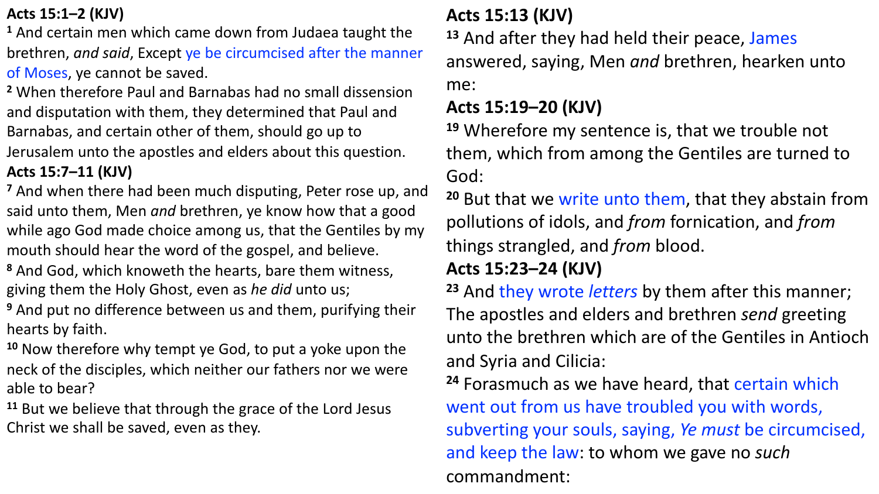**Acts 15:1–2 (KJV)**

1 And certain men which came down from Judaea taught the brethren, *and said*, Except ye be circumcised after the manner of Moses, ye cannot be saved.

2 When therefore Paul and Barnabas had no small dissension and disputation with them, they determined that Paul and Barnabas, and certain other of them, should go up to Jerusalem unto the apostles and elders about this question.

**Acts 15:7–11 (KJV)**

7 And when there had been much disputing, Peter rose up, and said unto them, Men *and* brethren, ye know how that a good while ago God made choice among us, that the Gentiles by my mouth should hear the word of the gospel, and believe.

8 And God, which knoweth the hearts, bare them witness, giving them the Holy Ghost, even as *he did* unto us;

9 And put no difference between us and them, purifying their hearts by faith.

10 Now therefore why tempt ye God, to put a yoke upon the neck of the disciples, which neither our fathers nor we were able to bear?

11 But we believe that through the grace of the Lord Jesus Christ we shall be saved, even as they.

**Acts 15:13 (KJV)**

13 And after they had held their peace, James answered, saying, Men *and* brethren, hearken unto me:

**Acts 15:19–20 (KJV)**

19 Wherefore my sentence is, that we trouble not them, which from among the Gentiles are turned to God:

20 But that we write unto them, that they abstain from pollutions of idols, and *from* fornication, and *from* things strangled, and *from* blood.

**Acts 15:23–24 (KJV)**

23 And they wrote *letters* by them after this manner; The apostles and elders and brethren *send* greeting unto the brethren which are of the Gentiles in Antioch and Syria and Cilicia:

24 Forasmuch as we have heard, that certain which went out from us have troubled you with words, subverting your souls, saying, *Ye must* be circumcised, and keep the law: to whom we gave no *such* commandment: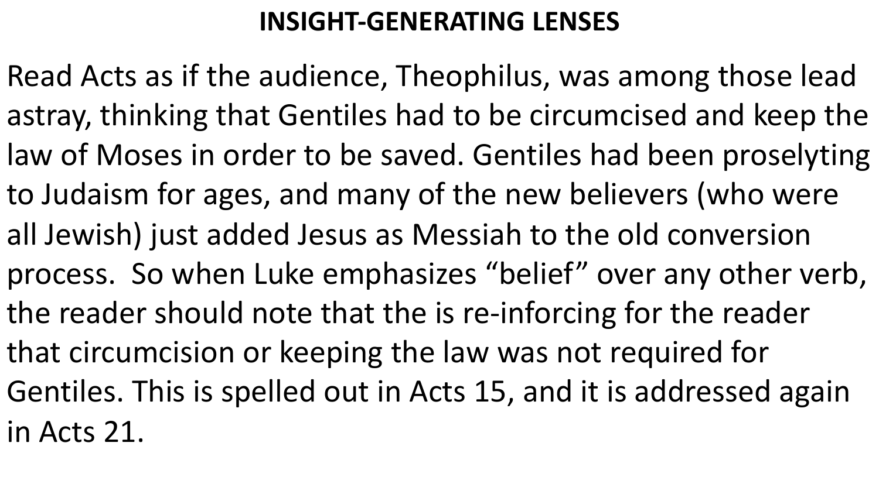# INSIGHT-GENERATING LENSES

Read Acts as if the audience, Theophilus, was among those lead astray, thinking that Gentiles had to be circumcised and keep the law of Moses in order to be saved. Gentiles had been proselyting to Judaism for ages, and many of the new believers (who were all Jewish) just added Jesus as Messiah to the old conversion process. So when Luke emphasizes "belief" over any other verb, the reader should note that the is re-inforcing for the reader that circumcision or keeping the law was not required for Gentiles. This is spelled out in Acts 15, and it is addressed again in Acts 21.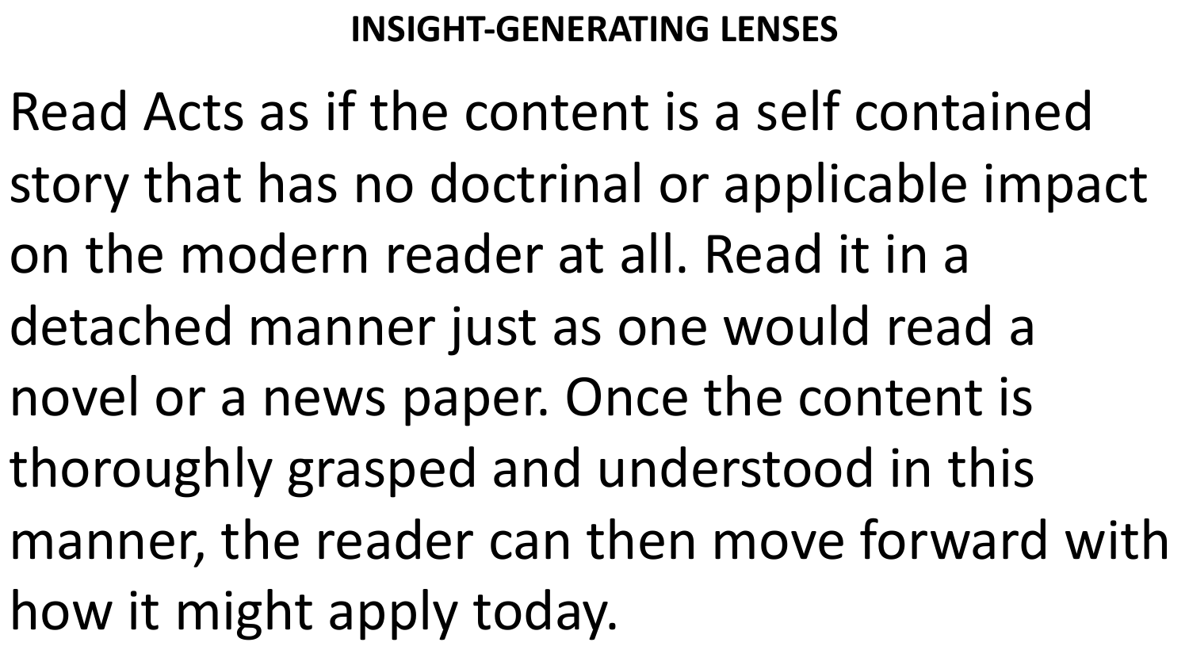## INSIGHT-GENERATING LENSES

Read Acts as if the content is a self contained story that has no doctrinal or applicable impact on the modern reader at all. Read it in a detached manner just as one would read a novel or a news paper. Once the content is thoroughly grasped and understood in this manner, the reader can then move forward with how it might apply today.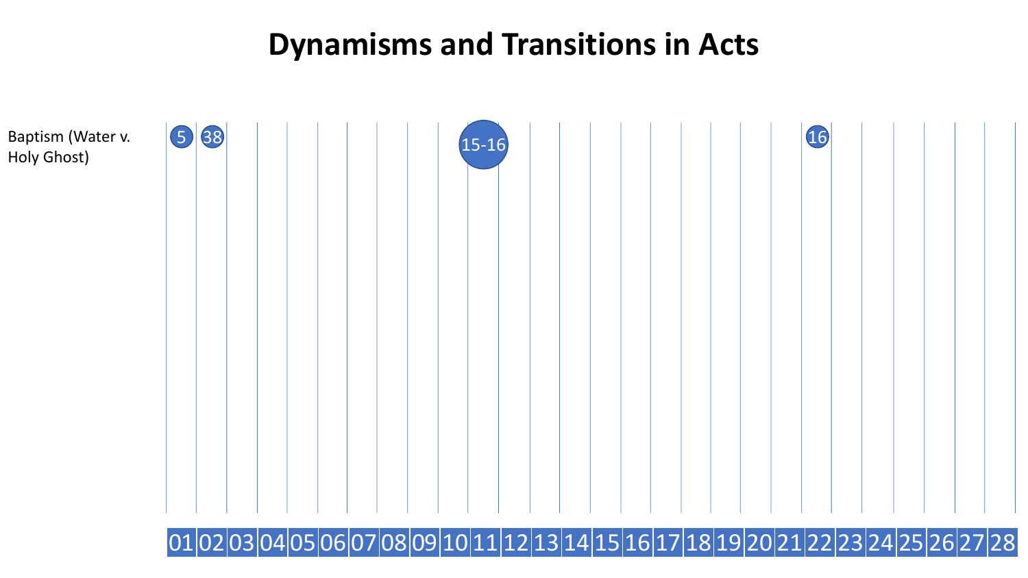# Dynamisms and Transitions in Acts

| | 01 | 02 | 03 | 04 | 05 | 06 | 07 | 08 | 09 | 10 | 11 | 12 | 13 | 14 | 15 | 16 | 17 | 18 | 19 | 20 | 21 | 22 | 23 | 24 | 25 | 26 | 27 | 28 |
|---|---|---|---|---|---|---|---|---|---|---|---|---|---|---|---|---|---|---|---|---|---|---|---|---|---|---|---|---|
| Baptism (Water v. Holy Ghost) | 5 | 38 | | | | | | | | | 15-16 | | | | | | | | | | | 16 | | | | | | |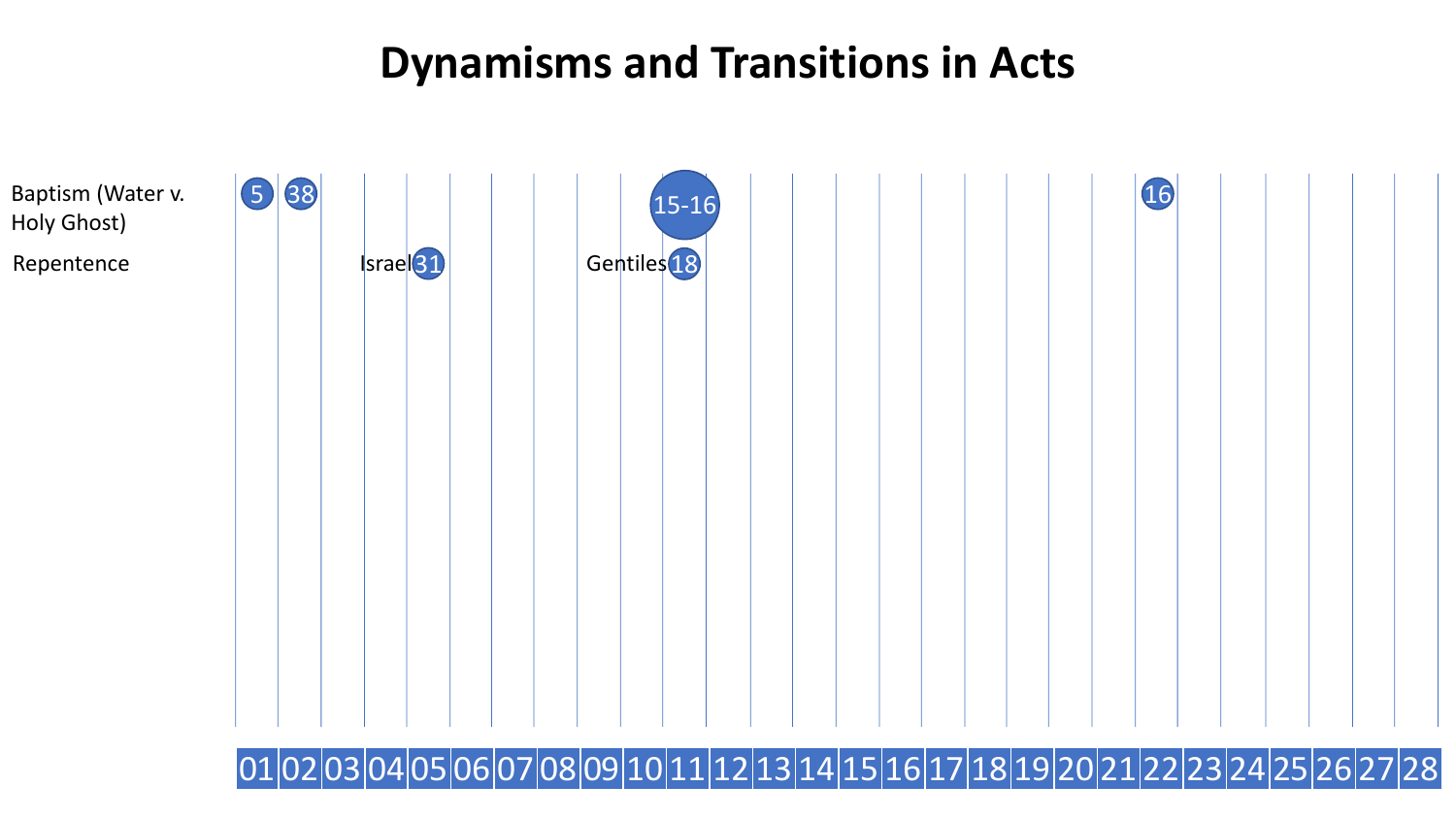# Dynamisms and Transitions in Acts

| | 01 | 02 | 03 | 04 | 05 | 06 | 07 | 08 | 09 | 10 | 11 | 12 | 13 | 14 | 15 | 16 | 17 | 18 | 19 | 20 | 21 | 22 | 23 | 24 | 25 | 26 | 27 | 28 |
|---|---|---|---|---|---|---|---|---|---|---|---|---|---|---|---|---|---|---|---|---|---|---|---|---|---|---|---|---|
| Baptism (Water v. Holy Ghost) | 5 | 38 | | | | | | | | | 15-16 | | | | | | | | | | | 16 | | | | | | |
| Repentence | | | | | Israel 31 | | | | | | Gentiles 18 | | | | | | | | | | | | | | | | | |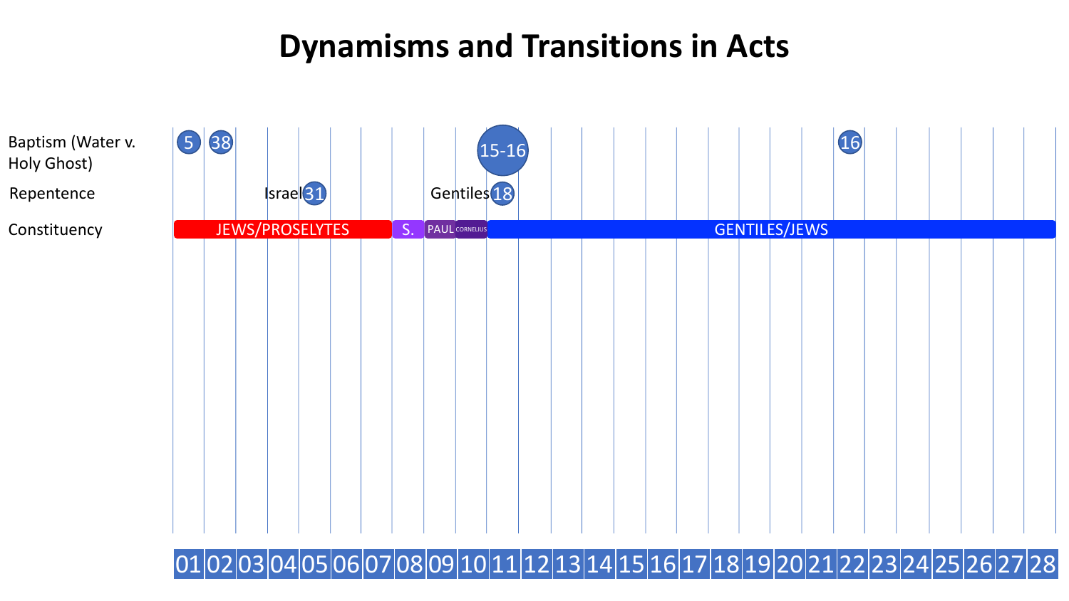# Dynamisms and Transitions in Acts

| | 01 | 02 | 03 | 04 | 05 | 06 | 07 | 08 | 09 | 10 | 11 | 12 | 13 | 14 | 15 | 16 | 17 | 18 | 19 | 20 | 21 | 22 | 23 | 24 | 25 | 26 | 27 | 28 |
|---|---|---|---|---|---|---|---|---|---|---|---|---|---|---|---|---|---|---|---|---|---|---|---|---|---|---|---|---|
| Baptism (Water v. Holy Ghost) | 5 | 38 | | | | | | | | | 15-16 | | | | | | | | | | | 16 | | | | | | |
| Repentence | | | | | Israel 31 | | | | | | Gentiles 18 | | | | | | | | | | | | | | | | | |
| Constituency | JEWS/PROSELYTES | | | | | | | S. | PAUL | CORNELIUS | GENTILES/JEWS | | | | | | | | | | | | | | | | | |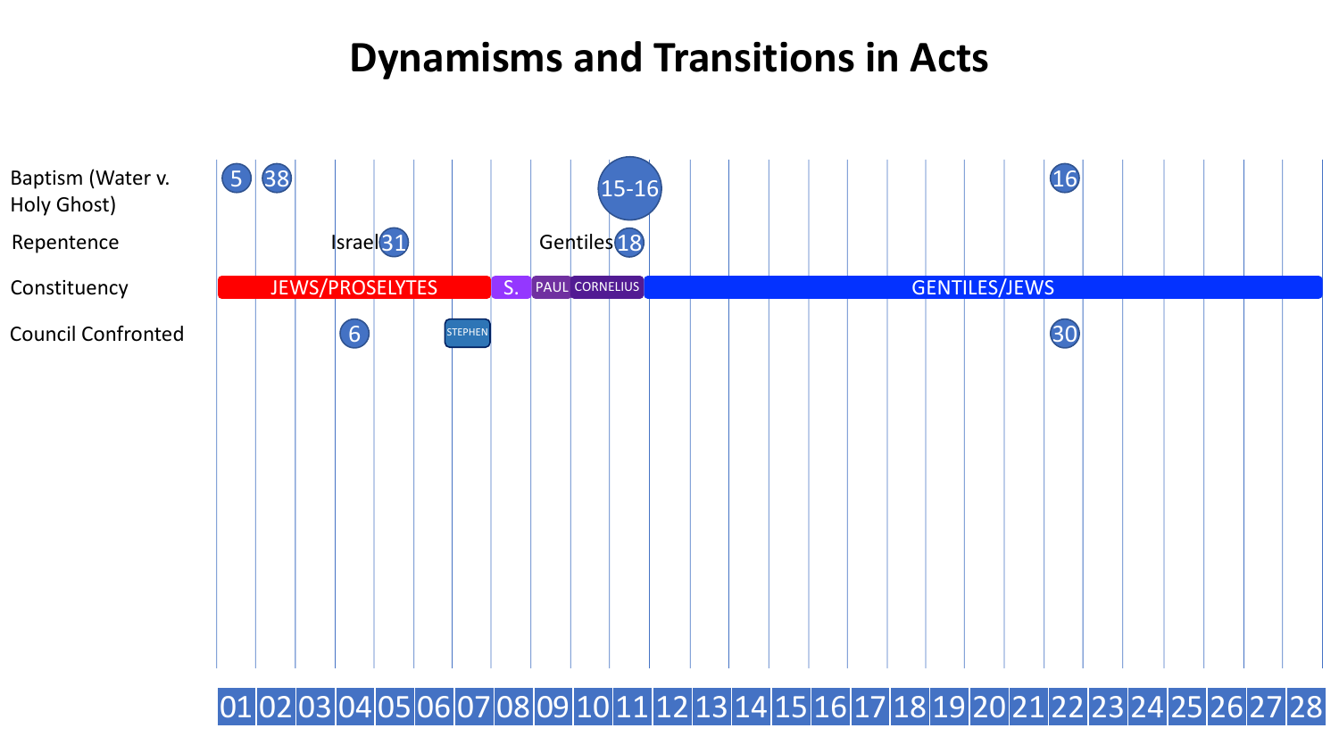# Dynamisms and Transitions in Acts

| | 01 | 02 | 03 | 04 | 05 | 06 | 07 | 08 | 09 | 10 | 11 | 12 | 13 | 14 | 15 | 16 | 17 | 18 | 19 | 20 | 21 | 22 | 23 | 24 | 25 | 26 | 27 | 28 |
|---|---|---|---|---|---|---|---|---|---|---|---|---|---|---|---|---|---|---|---|---|---|---|---|---|---|---|---|---|
| Baptism (Water v. Holy Ghost) | 5 | 38 | | | | | | | | | 15-16 | | | | | | | | | | | 16 | | | | | | |
| Repentence | | | | | Israel 31 | | | | | | Gentiles 18 | | | | | | | | | | | | | | | | | |
| Constituency | JEWS/PROSELYTES | | | | | | | S. | PAUL | CORNELIUS | | GENTILES/JEWS | | | | | | | | | | | | | | | | |
| Council Confronted | | | | 6 | | | STEPHEN | | | | | | | | | | | | | | | 30 | | | | | | |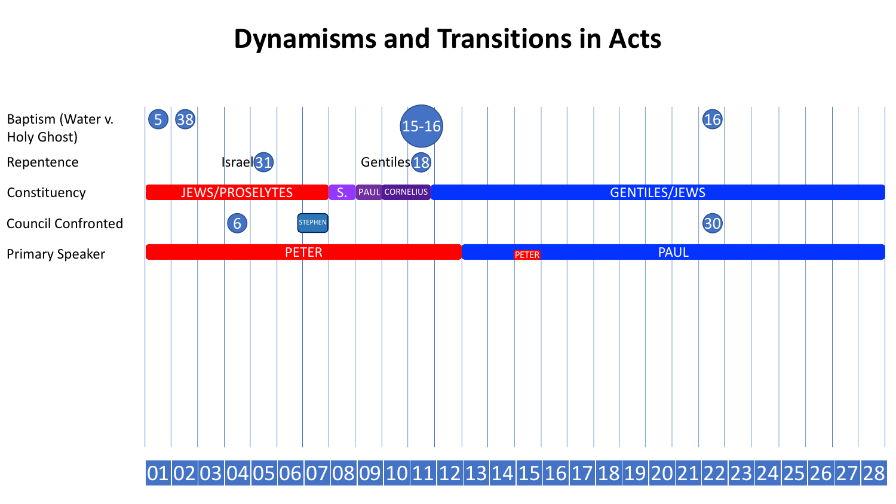# Dynamisms and Transitions in Acts

| | 01 | 02 | 03 | 04 | 05 | 06 | 07 | 08 | 09 | 10 | 11 | 12 | 13 | 14 | 15 | 16 | 17 | 18 | 19 | 20 | 21 | 22 | 23 | 24 | 25 | 26 | 27 | 28 |
|---|---|---|---|---|---|---|---|---|---|---|---|---|---|---|---|---|---|---|---|---|---|---|---|---|---|---|---|---|
| Baptism (Water v. Holy Ghost) | 5 | 38 | | | | | | | | | 15-16 | | | | | | | | | | | 16 | | | | | | |
| Repentence | | | | | Israel 31 | | | | | | Gentiles 18 | | | | | | | | | | | | | | | | | |
| Constituency | JEWS/PROSELYTES | | | | | | | S. | PAUL | CORNELIUS | | GENTILES/JEWS | | | | | | | | | | | | | | | | |
| Council Confronted | | | | 6 | | | STEPHEN | | | | | | | | | | | | | | | 30 | | | | | | |
| Primary Speaker | PETER | | | | | | | | | | | | PAUL | | PETER | | | | | | | | | | | | | |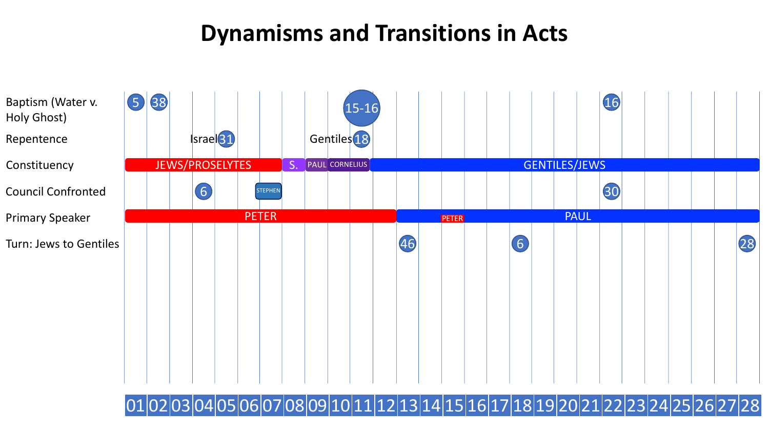# Dynamisms and Transitions in Acts

| Category | Entries (Acts chapter: label) |
|---|---|
| Baptism (Water v. Holy Ghost) | 01: 5; 02: 38; 11: 15-16; 22: 16 |
| Repentence | 05: Israel 31; 11: Gentiles 18 |
| Constituency | 01–07: JEWS/PROSELYTES; 08: S.; 09: PAUL; 10–11: CORNELIUS; 12–28: GENTILES/JEWS |
| Council Confronted | 04: 6; 07: STEPHEN; 22: 30 |
| Primary Speaker | 01–12: PETER; 13–28: PAUL (15: PETER) |
| Turn: Jews to Gentiles | 13: 46; 18: 6; 28: 28 |

01 02 03 04 05 06 07 08 09 10 11 12 13 14 15 16 17 18 19 20 21 22 23 24 25 26 27 28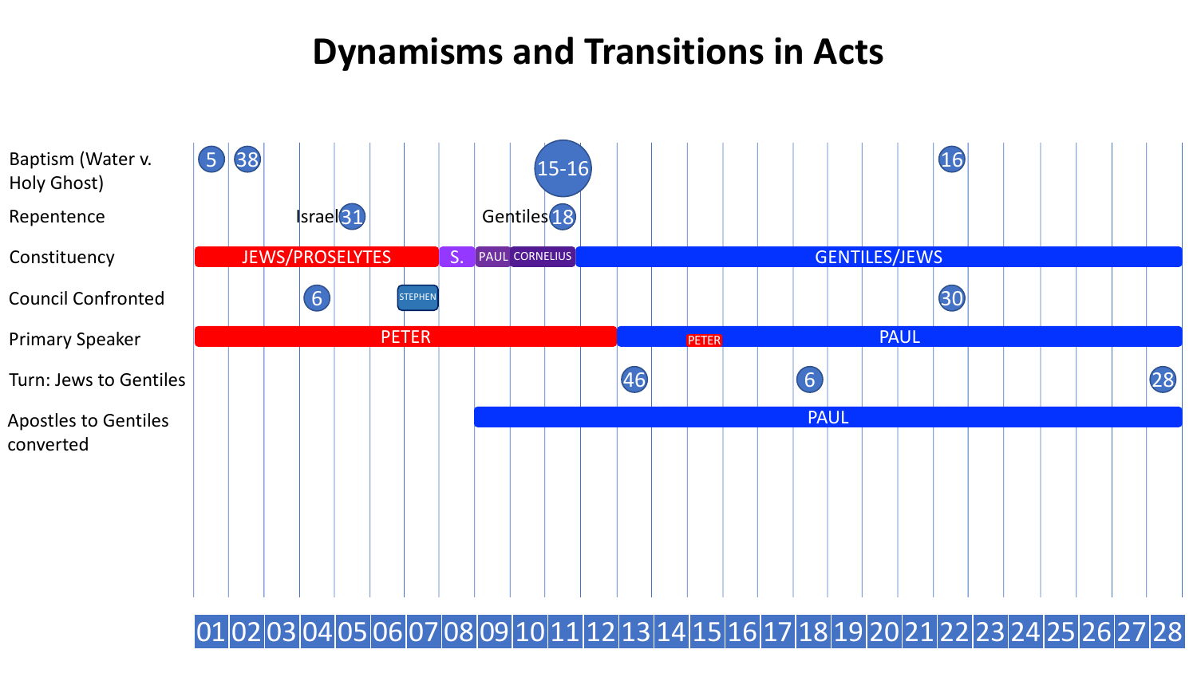# Dynamisms and Transitions in Acts

| | 01 | 02 | 03 | 04 | 05 | 06 | 07 | 08 | 09 | 10 | 11 | 12 | 13 | 14 | 15 | 16 | 17 | 18 | 19 | 20 | 21 | 22 | 23 | 24 | 25 | 26 | 27 | 28 |
|---|---|---|---|---|---|---|---|---|---|---|---|---|---|---|---|---|---|---|---|---|---|---|---|---|---|---|---|---|
| Baptism (Water v. Holy Ghost) | 5 | 38 | | | | | | | | | 15-16 | | | | | | | | | | | 16 | | | | | | |
| Repentence | | | | | Israel 31 | | | | | | Gentiles 18 | | | | | | | | | | | | | | | | | |
| Constituency | JEWS/PROSELYTES | | | | | | | S. | PAUL | CORNELIUS | | GENTILES/JEWS | | | | | | | | | | | | | | | | |
| Council Confronted | | | | 6 | | | STEPHEN | | | | | | | | | | | | | | | 30 | | | | | | |
| Primary Speaker | PETER | | | | | | | | | | | | PAUL | | PETER | | | | | | | | | | | | | |
| Turn: Jews to Gentiles | | | | | | | | | | | | | 46 | | | | | 6 | | | | | | | | | | 28 |
| Apostles to Gentiles converted | | | | | | | | | PAUL | | | | | | | | | | | | | | | | | | | |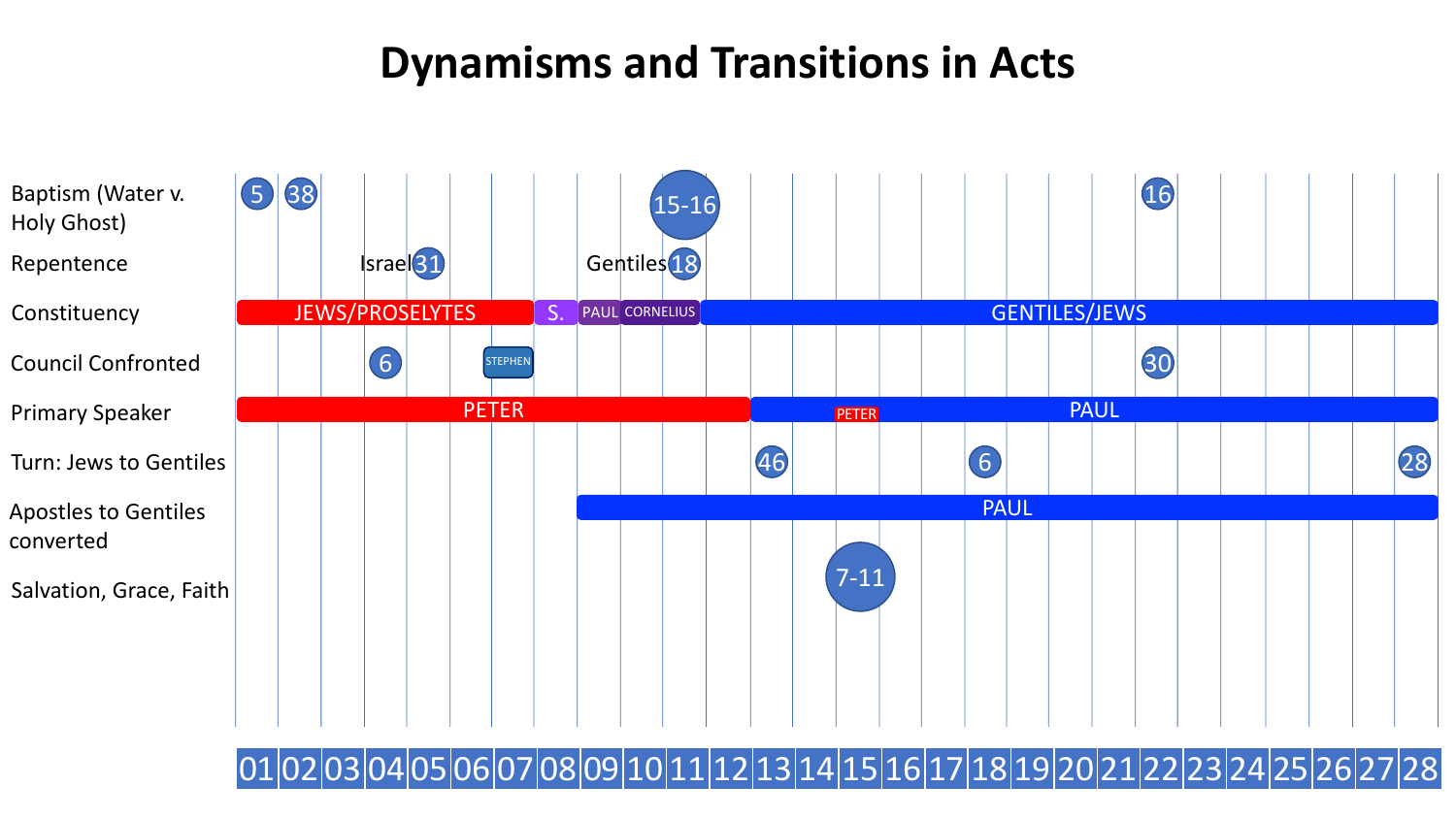# Dynamisms and Transitions in Acts

| Category | Entries (by chapter of Acts) |
| --- | --- |
| Baptism (Water v. Holy Ghost) | 01: 5; 02: 38; 11: 15-16; 22: 16 |
| Repentence | 05: Israel 31; 11: Gentiles 18 |
| Constituency | 01–07: JEWS/PROSELYTES; 08: S.; 09: PAUL; 10–11: CORNELIUS; 12–28: GENTILES/JEWS |
| Council Confronted | 04: 6; 07: STEPHEN; 22: 30 |
| Primary Speaker | 01–12: PETER; 13–28: PAUL (15: PETER) |
| Turn: Jews to Gentiles | 13: 46; 18: 6; 28: 28 |
| Apostles to Gentiles converted | 09–28: PAUL |
| Salvation, Grace, Faith | 15: 7-11 |

01 02 03 04 05 06 07 08 09 10 11 12 13 14 15 16 17 18 19 20 21 22 23 24 25 26 27 28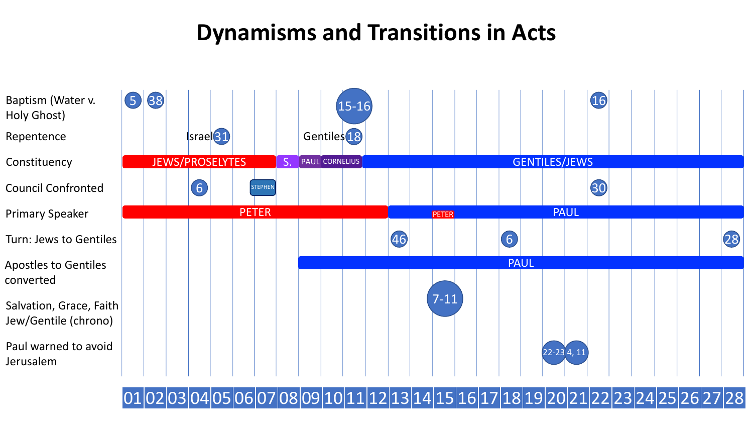# Dynamisms and Transitions in Acts

| Row | Entries (chapter: label) |
|---|---|
| Baptism (Water v. Holy Ghost) | 01: 5; 02: 38; 11: 15-16; 22: 16 |
| Repentence | 05: Israel 31; 11: Gentiles 18 |
| Constituency | 01–07: JEWS/PROSELYTES; 08: S.; 09: PAUL; 10–11: CORNELIUS; 12–28: GENTILES/JEWS |
| Council Confronted | 04: 6; 07: STEPHEN; 22: 30 |
| Primary Speaker | 01–12: PETER; 13–28: PAUL (15: PETER) |
| Turn: Jews to Gentiles | 13: 46; 18: 6; 28: 28 |
| Apostles to Gentiles converted | 09–28: PAUL |
| Salvation, Grace, Faith Jew/Gentile (chrono) | 15: 7-11 |
| Paul warned to avoid Jerusalem | 20: 22-23; 21: 4, 11 |

01 02 03 04 05 06 07 08 09 10 11 12 13 14 15 16 17 18 19 20 21 22 23 24 25 26 27 28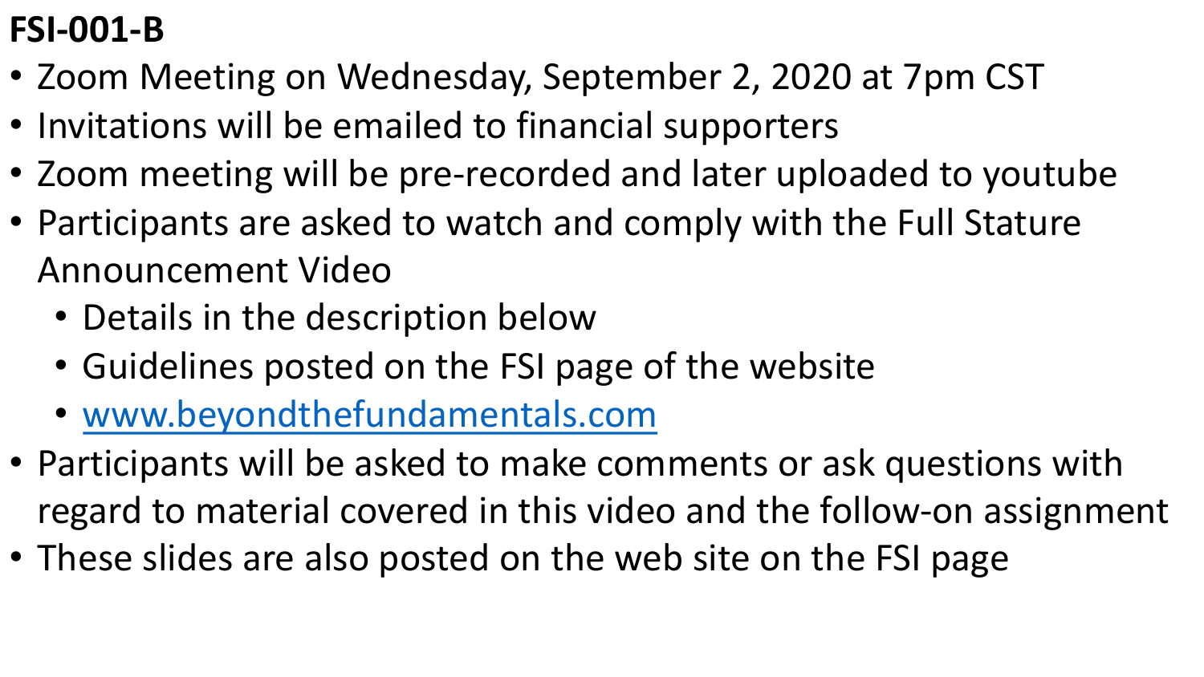**FSI-001-B**

- Zoom Meeting on Wednesday, September 2, 2020 at 7pm CST
- Invitations will be emailed to financial supporters
- Zoom meeting will be pre-recorded and later uploaded to youtube
- Participants are asked to watch and comply with the Full Stature Announcement Video
  - Details in the description below
  - Guidelines posted on the FSI page of the website
  - www.beyondthefundamentals.com
- Participants will be asked to make comments or ask questions with regard to material covered in this video and the follow-on assignment
- These slides are also posted on the web site on the FSI page